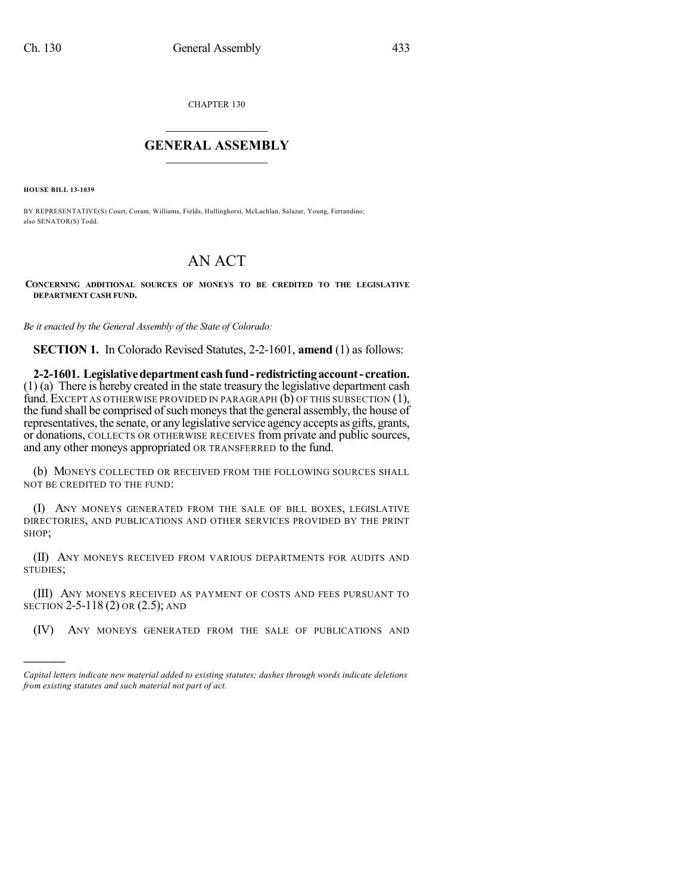CHAPTER 130

# GENERAL ASSEMBLY

**HOUSE BILL 13-1039**

BY REPRESENTATIVE(S) Court, Coram, Williams, Fields, Hullinghorst, McLachlan, Salazar, Young, Ferrandino; also SENATOR(S) Todd.

# AN ACT

**CONCERNING ADDITIONAL SOURCES OF MONEYS TO BE CREDITED TO THE LEGISLATIVE DEPARTMENT CASH FUND.**

*Be it enacted by the General Assembly of the State of Colorado:*

**SECTION 1.** In Colorado Revised Statutes, 2-2-1601, **amend** (1) as follows:

**2-2-1601. Legislative department cash fund - redistricting account - creation.** (1) (a) There is hereby created in the state treasury the legislative department cash fund. EXCEPT AS OTHERWISE PROVIDED IN PARAGRAPH (b) OF THIS SUBSECTION (1), the fund shall be comprised of such moneys that the general assembly, the house of representatives, the senate, or any legislative service agency accepts as gifts, grants, or donations, COLLECTS OR OTHERWISE RECEIVES from private and public sources, and any other moneys appropriated OR TRANSFERRED to the fund.

(b) MONEYS COLLECTED OR RECEIVED FROM THE FOLLOWING SOURCES SHALL NOT BE CREDITED TO THE FUND:

(I) ANY MONEYS GENERATED FROM THE SALE OF BILL BOXES, LEGISLATIVE DIRECTORIES, AND PUBLICATIONS AND OTHER SERVICES PROVIDED BY THE PRINT SHOP;

(II) ANY MONEYS RECEIVED FROM VARIOUS DEPARTMENTS FOR AUDITS AND STUDIES;

(III) ANY MONEYS RECEIVED AS PAYMENT OF COSTS AND FEES PURSUANT TO SECTION 2-5-118 (2) OR (2.5); AND

(IV) ANY MONEYS GENERATED FROM THE SALE OF PUBLICATIONS AND

---

*Capital letters indicate new material added to existing statutes; dashes through words indicate deletions from existing statutes and such material not part of act.*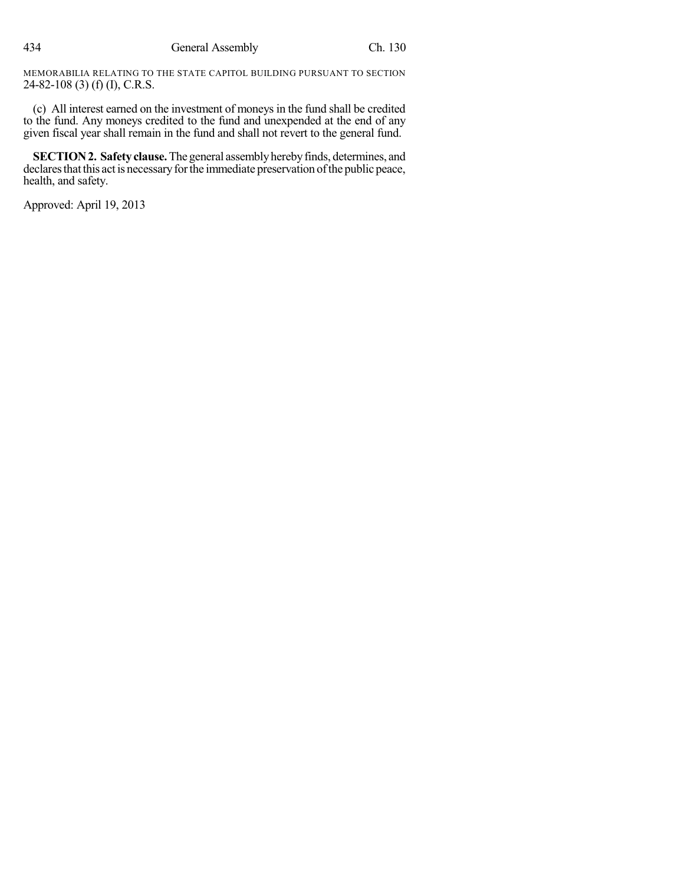MEMORABILIA RELATING TO THE STATE CAPITOL BUILDING PURSUANT TO SECTION 24-82-108 (3) (f) (I), C.R.S.

(c) All interest earned on the investment of moneys in the fund shall be credited to the fund. Any moneys credited to the fund and unexpended at the end of any given fiscal year shall remain in the fund and shall not revert to the general fund.

**SECTION 2. Safety clause.** The general assembly hereby finds, determines, and declares that this act is necessary for the immediate preservation of the public peace, health, and safety.

Approved: April 19, 2013